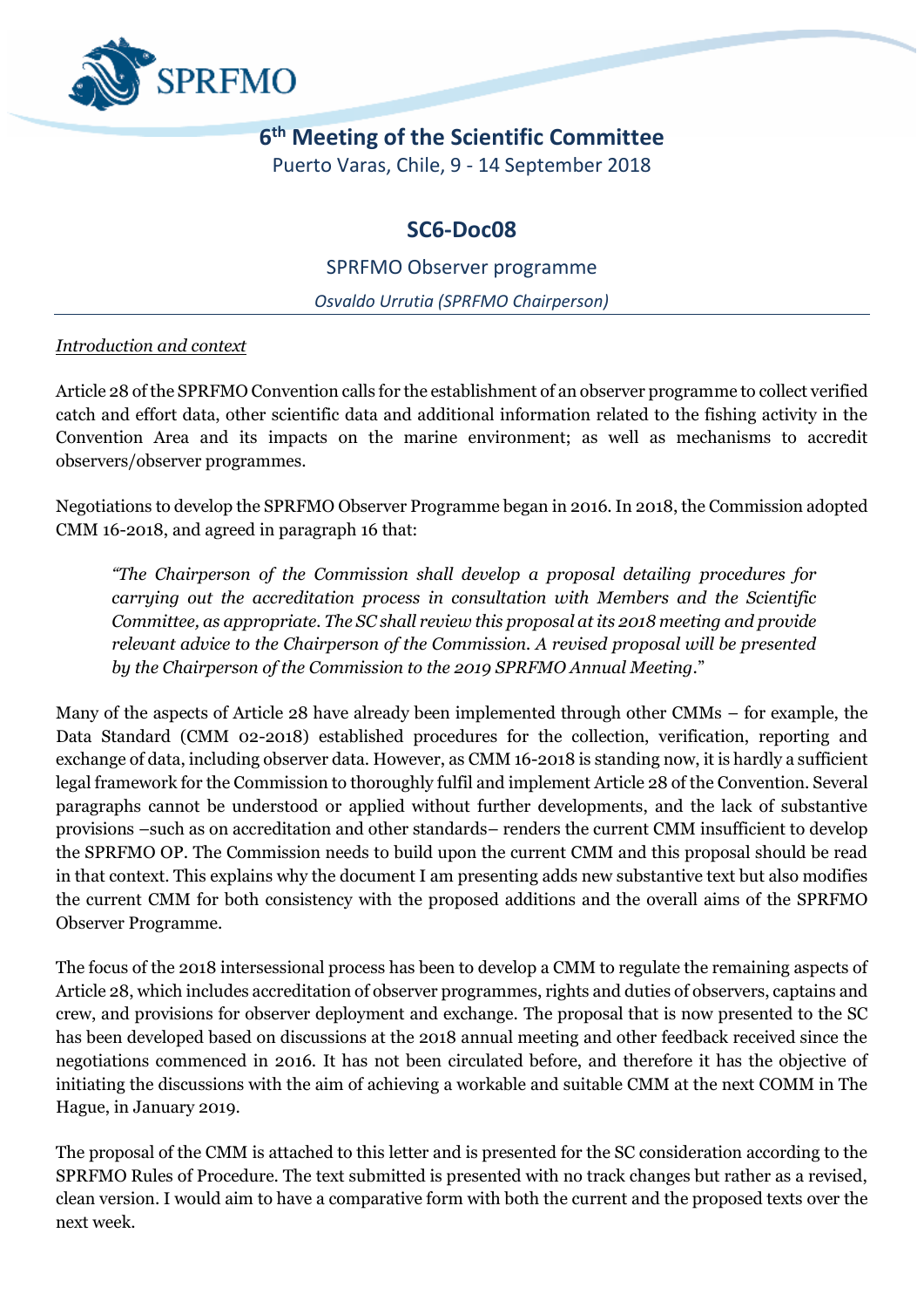# 6th Meeting of the Scientific Committee

Puerto Varas, Chile, 9 - 14 September 2018

## SC6-Doc08

### SPRFMO Observer programme

*Osvaldo Urrutia (SPRFMO Chairperson)*

---

*Introduction and context*

Article 28 of the SPRFMO Convention calls for the establishment of an observer programme to collect verified catch and effort data, other scientific data and additional information related to the fishing activity in the Convention Area and its impacts on the marine environment; as well as mechanisms to accredit observers/observer programmes.

Negotiations to develop the SPRFMO Observer Programme began in 2016. In 2018, the Commission adopted CMM 16-2018, and agreed in paragraph 16 that:

> *"The Chairperson of the Commission shall develop a proposal detailing procedures for carrying out the accreditation process in consultation with Members and the Scientific Committee, as appropriate. The SC shall review this proposal at its 2018 meeting and provide relevant advice to the Chairperson of the Commission. A revised proposal will be presented by the Chairperson of the Commission to the 2019 SPRFMO Annual Meeting*."

Many of the aspects of Article 28 have already been implemented through other CMMs – for example, the Data Standard (CMM 02-2018) established procedures for the collection, verification, reporting and exchange of data, including observer data. However, as CMM 16-2018 is standing now, it is hardly a sufficient legal framework for the Commission to thoroughly fulfil and implement Article 28 of the Convention. Several paragraphs cannot be understood or applied without further developments, and the lack of substantive provisions –such as on accreditation and other standards– renders the current CMM insufficient to develop the SPRFMO OP. The Commission needs to build upon the current CMM and this proposal should be read in that context. This explains why the document I am presenting adds new substantive text but also modifies the current CMM for both consistency with the proposed additions and the overall aims of the SPRFMO Observer Programme.

The focus of the 2018 intersessional process has been to develop a CMM to regulate the remaining aspects of Article 28, which includes accreditation of observer programmes, rights and duties of observers, captains and crew, and provisions for observer deployment and exchange. The proposal that is now presented to the SC has been developed based on discussions at the 2018 annual meeting and other feedback received since the negotiations commenced in 2016. It has not been circulated before, and therefore it has the objective of initiating the discussions with the aim of achieving a workable and suitable CMM at the next COMM in The Hague, in January 2019.

The proposal of the CMM is attached to this letter and is presented for the SC consideration according to the SPRFMO Rules of Procedure. The text submitted is presented with no track changes but rather as a revised, clean version. I would aim to have a comparative form with both the current and the proposed texts over the next week.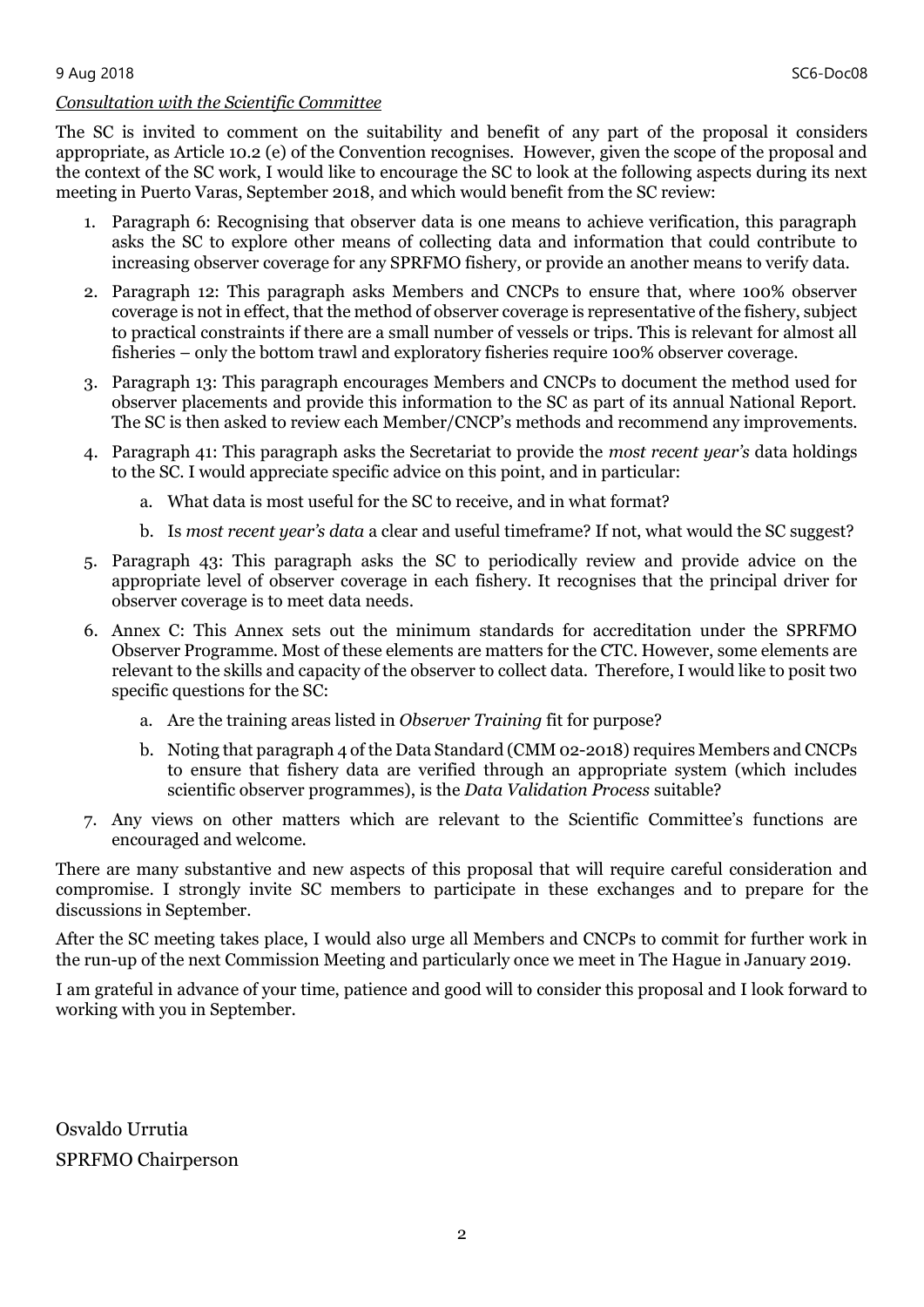*Consultation with the Scientific Committee*

The SC is invited to comment on the suitability and benefit of any part of the proposal it considers appropriate, as Article 10.2 (e) of the Convention recognises. However, given the scope of the proposal and the context of the SC work, I would like to encourage the SC to look at the following aspects during its next meeting in Puerto Varas, September 2018, and which would benefit from the SC review:

1. Paragraph 6: Recognising that observer data is one means to achieve verification, this paragraph asks the SC to explore other means of collecting data and information that could contribute to increasing observer coverage for any SPRFMO fishery, or provide an another means to verify data.
2. Paragraph 12: This paragraph asks Members and CNCPs to ensure that, where 100% observer coverage is not in effect, that the method of observer coverage is representative of the fishery, subject to practical constraints if there are a small number of vessels or trips. This is relevant for almost all fisheries – only the bottom trawl and exploratory fisheries require 100% observer coverage.
3. Paragraph 13: This paragraph encourages Members and CNCPs to document the method used for observer placements and provide this information to the SC as part of its annual National Report. The SC is then asked to review each Member/CNCP's methods and recommend any improvements.
4. Paragraph 41: This paragraph asks the Secretariat to provide the *most recent year's* data holdings to the SC. I would appreciate specific advice on this point, and in particular:
   a. What data is most useful for the SC to receive, and in what format?
   b. Is *most recent year's data* a clear and useful timeframe? If not, what would the SC suggest?
5. Paragraph 43: This paragraph asks the SC to periodically review and provide advice on the appropriate level of observer coverage in each fishery. It recognises that the principal driver for observer coverage is to meet data needs.
6. Annex C: This Annex sets out the minimum standards for accreditation under the SPRFMO Observer Programme. Most of these elements are matters for the CTC. However, some elements are relevant to the skills and capacity of the observer to collect data. Therefore, I would like to posit two specific questions for the SC:
   a. Are the training areas listed in *Observer Training* fit for purpose?
   b. Noting that paragraph 4 of the Data Standard (CMM 02-2018) requires Members and CNCPs to ensure that fishery data are verified through an appropriate system (which includes scientific observer programmes), is the *Data Validation Process* suitable?
7. Any views on other matters which are relevant to the Scientific Committee's functions are encouraged and welcome.

There are many substantive and new aspects of this proposal that will require careful consideration and compromise. I strongly invite SC members to participate in these exchanges and to prepare for the discussions in September.

After the SC meeting takes place, I would also urge all Members and CNCPs to commit for further work in the run-up of the next Commission Meeting and particularly once we meet in The Hague in January 2019.

I am grateful in advance of your time, patience and good will to consider this proposal and I look forward to working with you in September.

Osvaldo Urrutia
SPRFMO Chairperson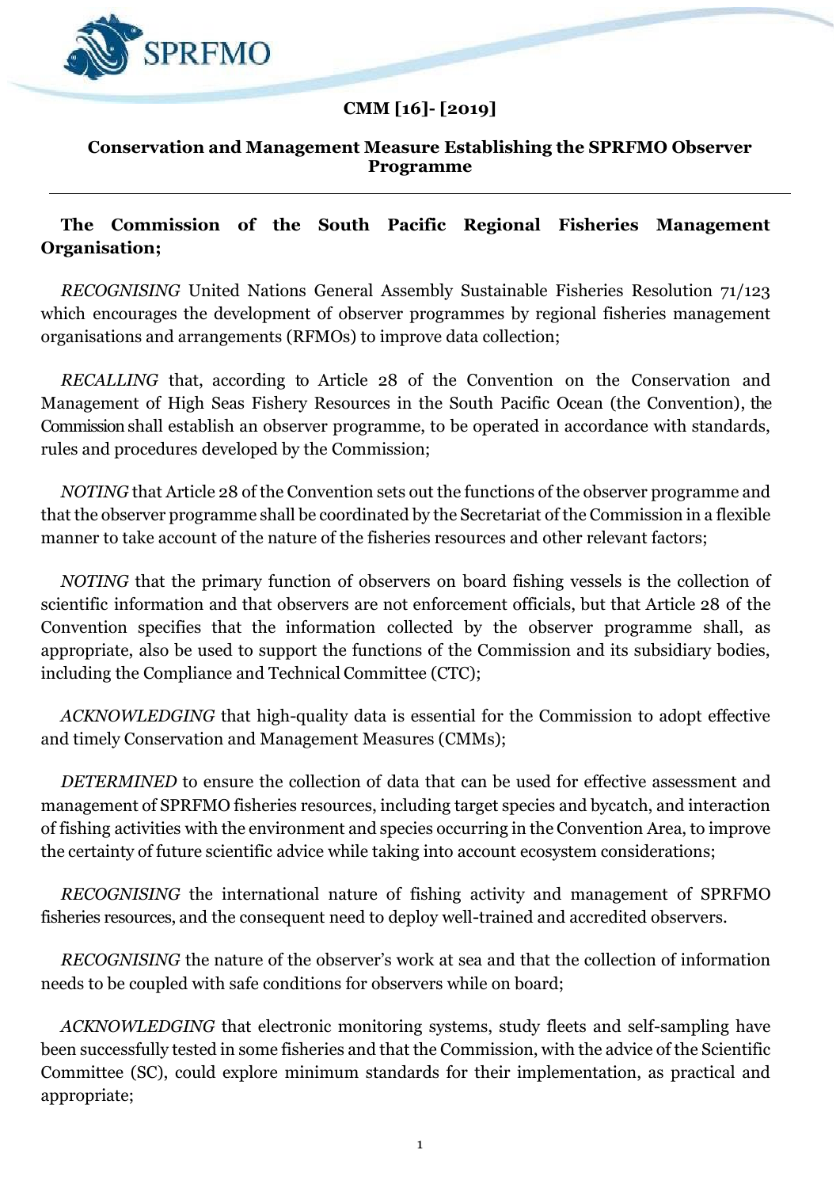**CMM [16]- [2019]**

**Conservation and Management Measure Establishing the SPRFMO Observer Programme**

---

**The Commission of the South Pacific Regional Fisheries Management Organisation;**

*RECOGNISING* United Nations General Assembly Sustainable Fisheries Resolution 71/123 which encourages the development of observer programmes by regional fisheries management organisations and arrangements (RFMOs) to improve data collection;

*RECALLING* that, according to Article 28 of the Convention on the Conservation and Management of High Seas Fishery Resources in the South Pacific Ocean (the Convention), the Commission shall establish an observer programme, to be operated in accordance with standards, rules and procedures developed by the Commission;

*NOTING* that Article 28 of the Convention sets out the functions of the observer programme and that the observer programme shall be coordinated by the Secretariat of the Commission in a flexible manner to take account of the nature of the fisheries resources and other relevant factors;

*NOTING* that the primary function of observers on board fishing vessels is the collection of scientific information and that observers are not enforcement officials, but that Article 28 of the Convention specifies that the information collected by the observer programme shall, as appropriate, also be used to support the functions of the Commission and its subsidiary bodies, including the Compliance and Technical Committee (CTC);

*ACKNOWLEDGING* that high-quality data is essential for the Commission to adopt effective and timely Conservation and Management Measures (CMMs);

*DETERMINED* to ensure the collection of data that can be used for effective assessment and management of SPRFMO fisheries resources, including target species and bycatch, and interaction of fishing activities with the environment and species occurring in the Convention Area, to improve the certainty of future scientific advice while taking into account ecosystem considerations;

*RECOGNISING* the international nature of fishing activity and management of SPRFMO fisheries resources, and the consequent need to deploy well-trained and accredited observers.

*RECOGNISING* the nature of the observer's work at sea and that the collection of information needs to be coupled with safe conditions for observers while on board;

*ACKNOWLEDGING* that electronic monitoring systems, study fleets and self-sampling have been successfully tested in some fisheries and that the Commission, with the advice of the Scientific Committee (SC), could explore minimum standards for their implementation, as practical and appropriate;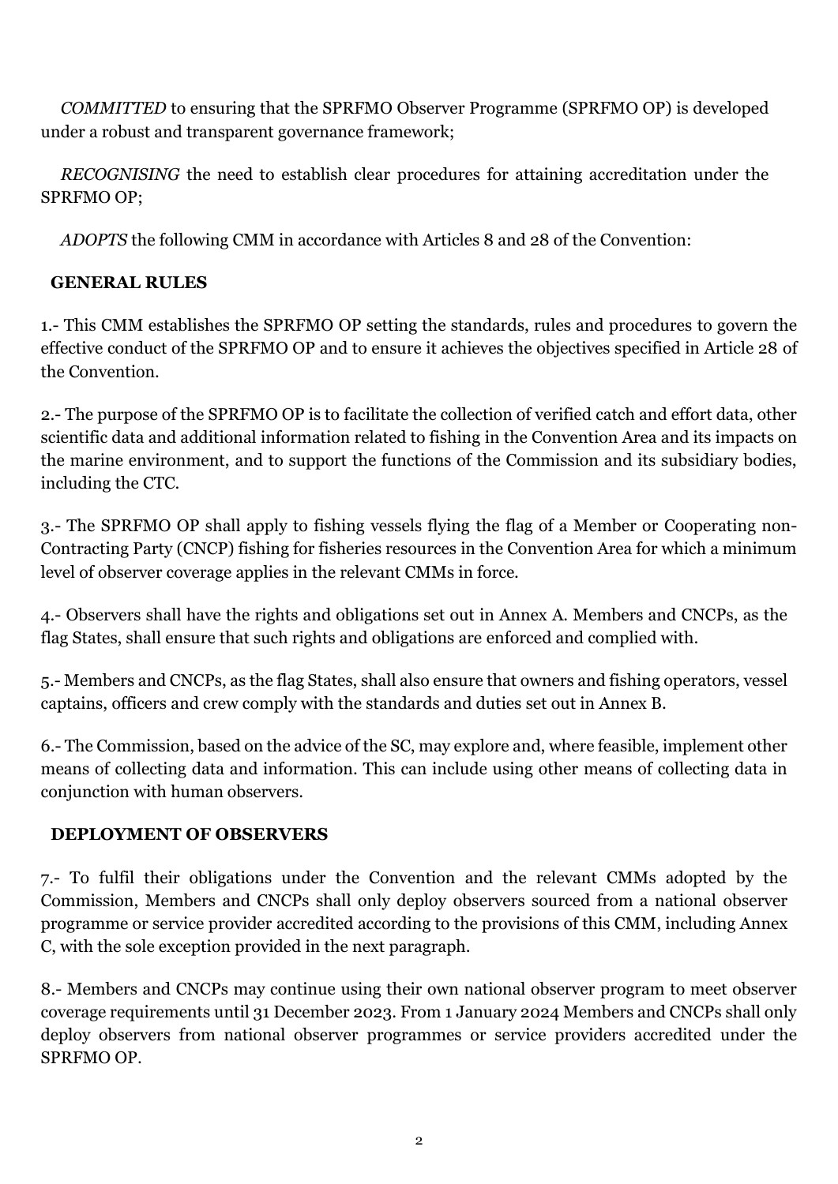*COMMITTED* to ensuring that the SPRFMO Observer Programme (SPRFMO OP) is developed under a robust and transparent governance framework;

*RECOGNISING* the need to establish clear procedures for attaining accreditation under the SPRFMO OP;

*ADOPTS* the following CMM in accordance with Articles 8 and 28 of the Convention:

## GENERAL RULES

1.- This CMM establishes the SPRFMO OP setting the standards, rules and procedures to govern the effective conduct of the SPRFMO OP and to ensure it achieves the objectives specified in Article 28 of the Convention.

2.- The purpose of the SPRFMO OP is to facilitate the collection of verified catch and effort data, other scientific data and additional information related to fishing in the Convention Area and its impacts on the marine environment, and to support the functions of the Commission and its subsidiary bodies, including the CTC.

3.- The SPRFMO OP shall apply to fishing vessels flying the flag of a Member or Cooperating non-Contracting Party (CNCP) fishing for fisheries resources in the Convention Area for which a minimum level of observer coverage applies in the relevant CMMs in force.

4.- Observers shall have the rights and obligations set out in Annex A. Members and CNCPs, as the flag States, shall ensure that such rights and obligations are enforced and complied with.

5.- Members and CNCPs, as the flag States, shall also ensure that owners and fishing operators, vessel captains, officers and crew comply with the standards and duties set out in Annex B.

6.- The Commission, based on the advice of the SC, may explore and, where feasible, implement other means of collecting data and information. This can include using other means of collecting data in conjunction with human observers.

## DEPLOYMENT OF OBSERVERS

7.- To fulfil their obligations under the Convention and the relevant CMMs adopted by the Commission, Members and CNCPs shall only deploy observers sourced from a national observer programme or service provider accredited according to the provisions of this CMM, including Annex C, with the sole exception provided in the next paragraph.

8.- Members and CNCPs may continue using their own national observer program to meet observer coverage requirements until 31 December 2023. From 1 January 2024 Members and CNCPs shall only deploy observers from national observer programmes or service providers accredited under the SPRFMO OP.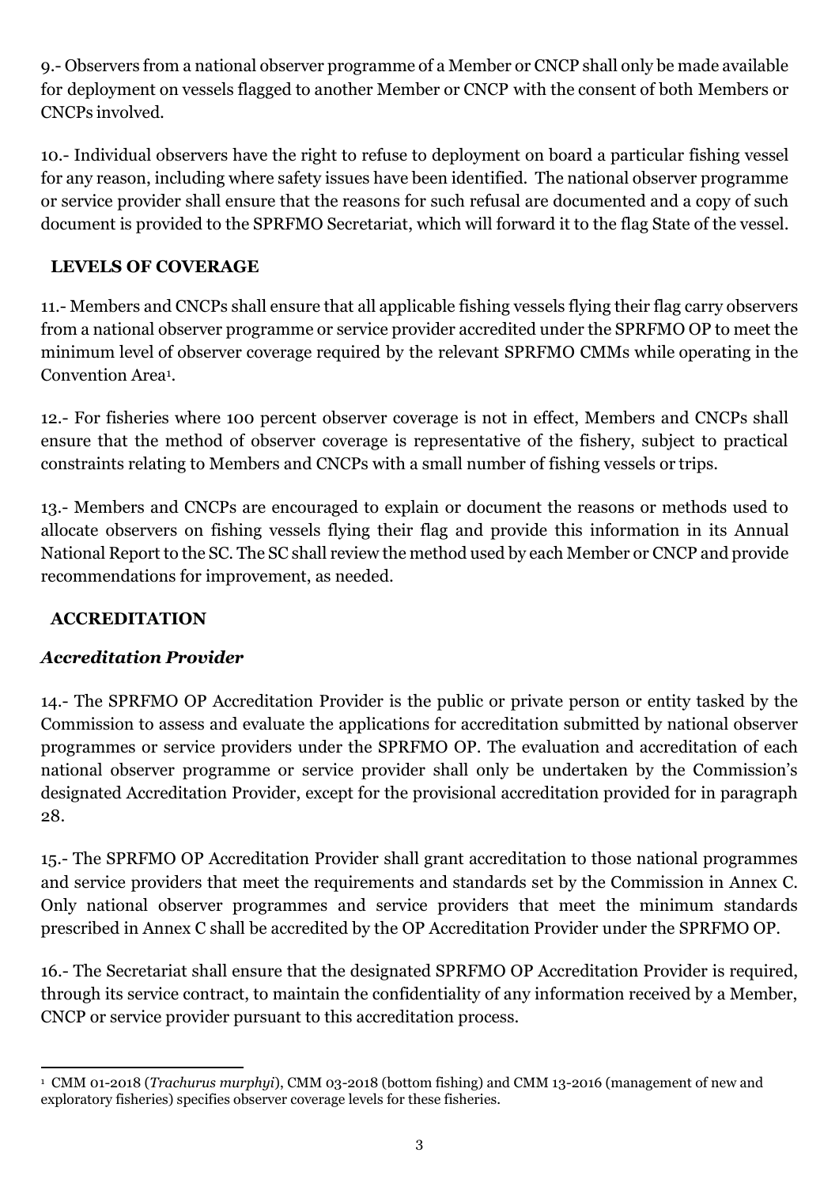9.- Observers from a national observer programme of a Member or CNCP shall only be made available for deployment on vessels flagged to another Member or CNCP with the consent of both Members or CNCPs involved.

10.- Individual observers have the right to refuse to deployment on board a particular fishing vessel for any reason, including where safety issues have been identified. The national observer programme or service provider shall ensure that the reasons for such refusal are documented and a copy of such document is provided to the SPRFMO Secretariat, which will forward it to the flag State of the vessel.

## LEVELS OF COVERAGE

11.- Members and CNCPs shall ensure that all applicable fishing vessels flying their flag carry observers from a national observer programme or service provider accredited under the SPRFMO OP to meet the minimum level of observer coverage required by the relevant SPRFMO CMMs while operating in the Convention Area[1].

12.- For fisheries where 100 percent observer coverage is not in effect, Members and CNCPs shall ensure that the method of observer coverage is representative of the fishery, subject to practical constraints relating to Members and CNCPs with a small number of fishing vessels or trips.

13.- Members and CNCPs are encouraged to explain or document the reasons or methods used to allocate observers on fishing vessels flying their flag and provide this information in its Annual National Report to the SC. The SC shall review the method used by each Member or CNCP and provide recommendations for improvement, as needed.

## ACCREDITATION

### *Accreditation Provider*

14.- The SPRFMO OP Accreditation Provider is the public or private person or entity tasked by the Commission to assess and evaluate the applications for accreditation submitted by national observer programmes or service providers under the SPRFMO OP. The evaluation and accreditation of each national observer programme or service provider shall only be undertaken by the Commission's designated Accreditation Provider, except for the provisional accreditation provided for in paragraph 28.

15.- The SPRFMO OP Accreditation Provider shall grant accreditation to those national programmes and service providers that meet the requirements and standards set by the Commission in Annex C. Only national observer programmes and service providers that meet the minimum standards prescribed in Annex C shall be accredited by the OP Accreditation Provider under the SPRFMO OP.

16.- The Secretariat shall ensure that the designated SPRFMO OP Accreditation Provider is required, through its service contract, to maintain the confidentiality of any information received by a Member, CNCP or service provider pursuant to this accreditation process.

---

[1] CMM 01-2018 (*Trachurus murphyi*), CMM 03-2018 (bottom fishing) and CMM 13-2016 (management of new and exploratory fisheries) specifies observer coverage levels for these fisheries.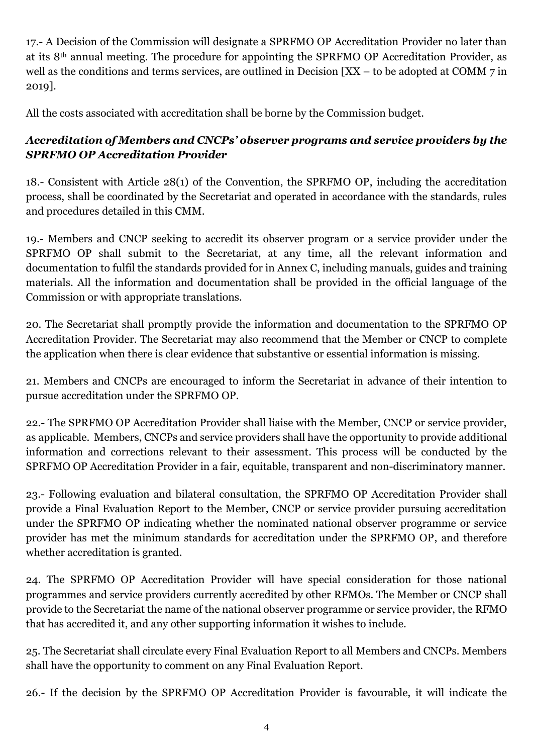17.- A Decision of the Commission will designate a SPRFMO OP Accreditation Provider no later than at its 8th annual meeting. The procedure for appointing the SPRFMO OP Accreditation Provider, as well as the conditions and terms services, are outlined in Decision [XX – to be adopted at COMM 7 in 2019].

All the costs associated with accreditation shall be borne by the Commission budget.

***Accreditation of Members and CNCPs' observer programs and service providers by the SPRFMO OP Accreditation Provider***

18.- Consistent with Article 28(1) of the Convention, the SPRFMO OP, including the accreditation process, shall be coordinated by the Secretariat and operated in accordance with the standards, rules and procedures detailed in this CMM.

19.- Members and CNCP seeking to accredit its observer program or a service provider under the SPRFMO OP shall submit to the Secretariat, at any time, all the relevant information and documentation to fulfil the standards provided for in Annex C, including manuals, guides and training materials. All the information and documentation shall be provided in the official language of the Commission or with appropriate translations.

20. The Secretariat shall promptly provide the information and documentation to the SPRFMO OP Accreditation Provider. The Secretariat may also recommend that the Member or CNCP to complete the application when there is clear evidence that substantive or essential information is missing.

21. Members and CNCPs are encouraged to inform the Secretariat in advance of their intention to pursue accreditation under the SPRFMO OP.

22.- The SPRFMO OP Accreditation Provider shall liaise with the Member, CNCP or service provider, as applicable. Members, CNCPs and service providers shall have the opportunity to provide additional information and corrections relevant to their assessment. This process will be conducted by the SPRFMO OP Accreditation Provider in a fair, equitable, transparent and non-discriminatory manner.

23.- Following evaluation and bilateral consultation, the SPRFMO OP Accreditation Provider shall provide a Final Evaluation Report to the Member, CNCP or service provider pursuing accreditation under the SPRFMO OP indicating whether the nominated national observer programme or service provider has met the minimum standards for accreditation under the SPRFMO OP, and therefore whether accreditation is granted.

24. The SPRFMO OP Accreditation Provider will have special consideration for those national programmes and service providers currently accredited by other RFMOs. The Member or CNCP shall provide to the Secretariat the name of the national observer programme or service provider, the RFMO that has accredited it, and any other supporting information it wishes to include.

25. The Secretariat shall circulate every Final Evaluation Report to all Members and CNCPs. Members shall have the opportunity to comment on any Final Evaluation Report.

26.- If the decision by the SPRFMO OP Accreditation Provider is favourable, it will indicate the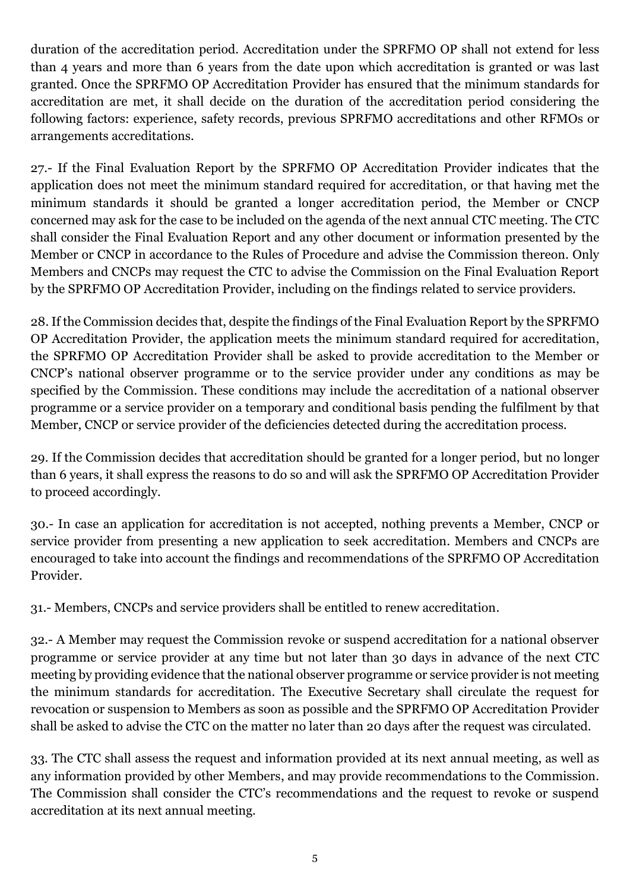duration of the accreditation period. Accreditation under the SPRFMO OP shall not extend for less than 4 years and more than 6 years from the date upon which accreditation is granted or was last granted. Once the SPRFMO OP Accreditation Provider has ensured that the minimum standards for accreditation are met, it shall decide on the duration of the accreditation period considering the following factors: experience, safety records, previous SPRFMO accreditations and other RFMOs or arrangements accreditations.

27.- If the Final Evaluation Report by the SPRFMO OP Accreditation Provider indicates that the application does not meet the minimum standard required for accreditation, or that having met the minimum standards it should be granted a longer accreditation period, the Member or CNCP concerned may ask for the case to be included on the agenda of the next annual CTC meeting. The CTC shall consider the Final Evaluation Report and any other document or information presented by the Member or CNCP in accordance to the Rules of Procedure and advise the Commission thereon. Only Members and CNCPs may request the CTC to advise the Commission on the Final Evaluation Report by the SPRFMO OP Accreditation Provider, including on the findings related to service providers.

28. If the Commission decides that, despite the findings of the Final Evaluation Report by the SPRFMO OP Accreditation Provider, the application meets the minimum standard required for accreditation, the SPRFMO OP Accreditation Provider shall be asked to provide accreditation to the Member or CNCP's national observer programme or to the service provider under any conditions as may be specified by the Commission. These conditions may include the accreditation of a national observer programme or a service provider on a temporary and conditional basis pending the fulfilment by that Member, CNCP or service provider of the deficiencies detected during the accreditation process.

29. If the Commission decides that accreditation should be granted for a longer period, but no longer than 6 years, it shall express the reasons to do so and will ask the SPRFMO OP Accreditation Provider to proceed accordingly.

30.- In case an application for accreditation is not accepted, nothing prevents a Member, CNCP or service provider from presenting a new application to seek accreditation. Members and CNCPs are encouraged to take into account the findings and recommendations of the SPRFMO OP Accreditation Provider.

31.- Members, CNCPs and service providers shall be entitled to renew accreditation.

32.- A Member may request the Commission revoke or suspend accreditation for a national observer programme or service provider at any time but not later than 30 days in advance of the next CTC meeting by providing evidence that the national observer programme or service provider is not meeting the minimum standards for accreditation. The Executive Secretary shall circulate the request for revocation or suspension to Members as soon as possible and the SPRFMO OP Accreditation Provider shall be asked to advise the CTC on the matter no later than 20 days after the request was circulated.

33. The CTC shall assess the request and information provided at its next annual meeting, as well as any information provided by other Members, and may provide recommendations to the Commission. The Commission shall consider the CTC's recommendations and the request to revoke or suspend accreditation at its next annual meeting.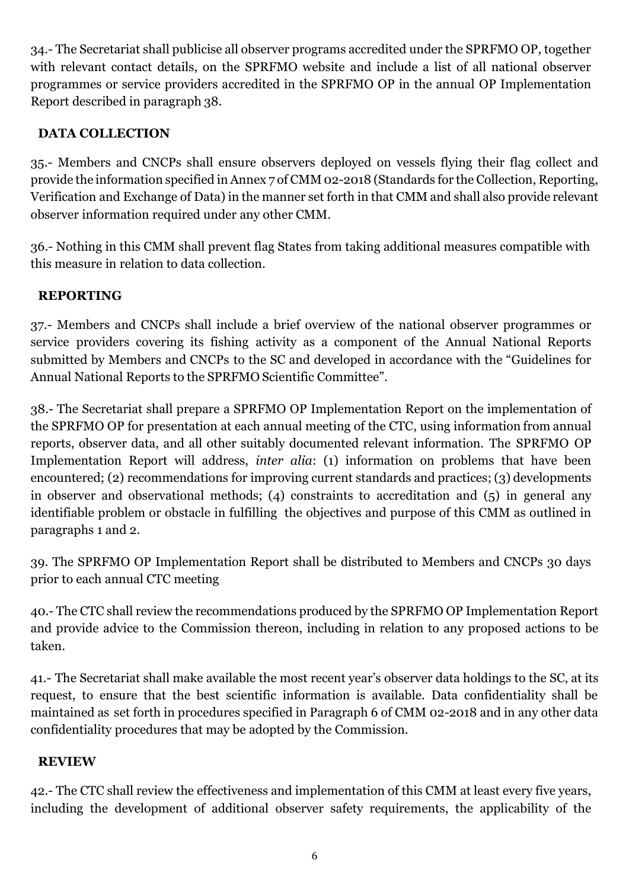34.- The Secretariat shall publicise all observer programs accredited under the SPRFMO OP, together with relevant contact details, on the SPRFMO website and include a list of all national observer programmes or service providers accredited in the SPRFMO OP in the annual OP Implementation Report described in paragraph 38.

**DATA COLLECTION**

35.- Members and CNCPs shall ensure observers deployed on vessels flying their flag collect and provide the information specified in Annex 7 of CMM 02-2018 (Standards for the Collection, Reporting, Verification and Exchange of Data) in the manner set forth in that CMM and shall also provide relevant observer information required under any other CMM.

36.- Nothing in this CMM shall prevent flag States from taking additional measures compatible with this measure in relation to data collection.

**REPORTING**

37.- Members and CNCPs shall include a brief overview of the national observer programmes or service providers covering its fishing activity as a component of the Annual National Reports submitted by Members and CNCPs to the SC and developed in accordance with the "Guidelines for Annual National Reports to the SPRFMO Scientific Committee".

38.- The Secretariat shall prepare a SPRFMO OP Implementation Report on the implementation of the SPRFMO OP for presentation at each annual meeting of the CTC, using information from annual reports, observer data, and all other suitably documented relevant information. The SPRFMO OP Implementation Report will address, *inter alia*: (1) information on problems that have been encountered; (2) recommendations for improving current standards and practices; (3) developments in observer and observational methods; (4) constraints to accreditation and (5) in general any identifiable problem or obstacle in fulfilling the objectives and purpose of this CMM as outlined in paragraphs 1 and 2.

39. The SPRFMO OP Implementation Report shall be distributed to Members and CNCPs 30 days prior to each annual CTC meeting

40.- The CTC shall review the recommendations produced by the SPRFMO OP Implementation Report and provide advice to the Commission thereon, including in relation to any proposed actions to be taken.

41.- The Secretariat shall make available the most recent year's observer data holdings to the SC, at its request, to ensure that the best scientific information is available. Data confidentiality shall be maintained as set forth in procedures specified in Paragraph 6 of CMM 02-2018 and in any other data confidentiality procedures that may be adopted by the Commission.

**REVIEW**

42.- The CTC shall review the effectiveness and implementation of this CMM at least every five years, including the development of additional observer safety requirements, the applicability of the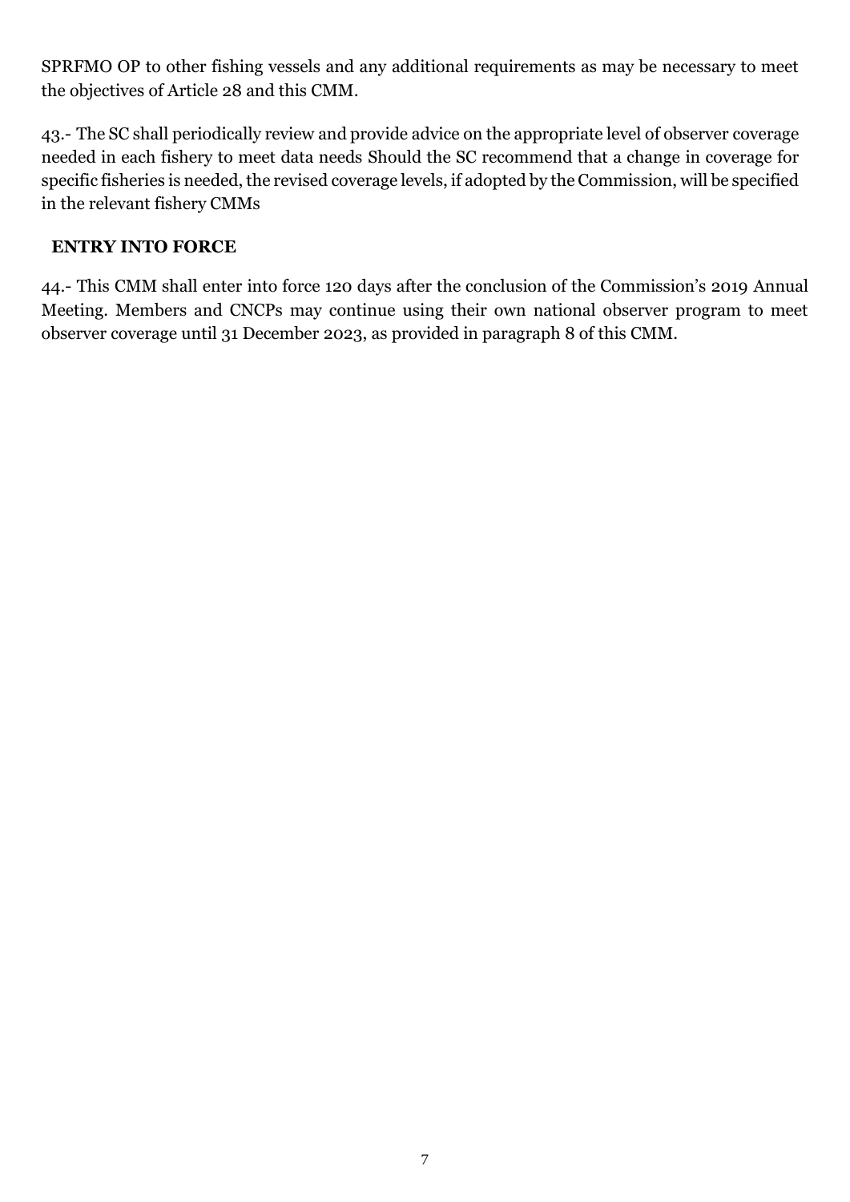SPRFMO OP to other fishing vessels and any additional requirements as may be necessary to meet the objectives of Article 28 and this CMM.

43.- The SC shall periodically review and provide advice on the appropriate level of observer coverage needed in each fishery to meet data needs Should the SC recommend that a change in coverage for specific fisheries is needed, the revised coverage levels, if adopted by the Commission, will be specified in the relevant fishery CMMs

## ENTRY INTO FORCE

44.- This CMM shall enter into force 120 days after the conclusion of the Commission's 2019 Annual Meeting. Members and CNCPs may continue using their own national observer program to meet observer coverage until 31 December 2023, as provided in paragraph 8 of this CMM.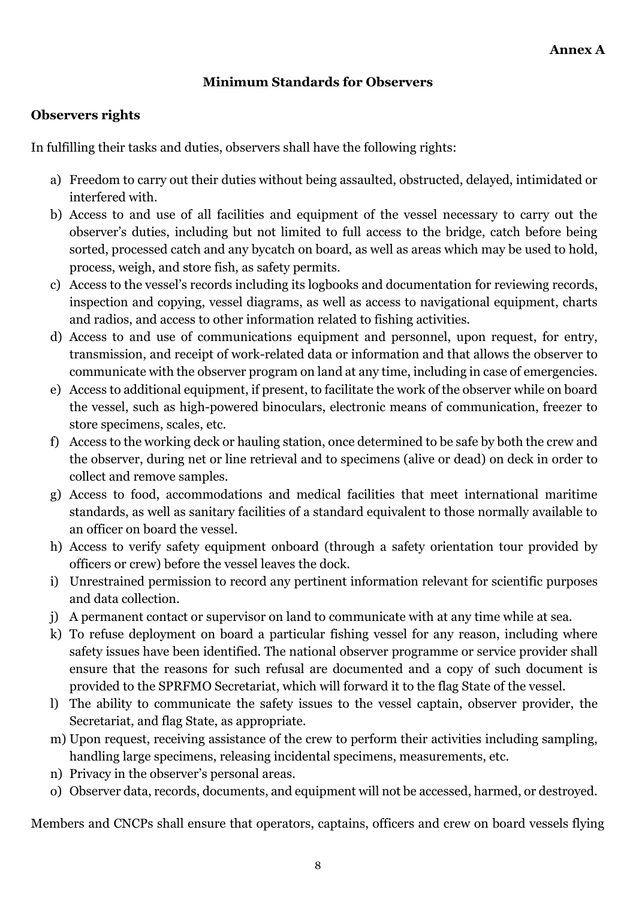**Annex A**

## Minimum Standards for Observers

### Observers rights

In fulfilling their tasks and duties, observers shall have the following rights:

a) Freedom to carry out their duties without being assaulted, obstructed, delayed, intimidated or interfered with.
b) Access to and use of all facilities and equipment of the vessel necessary to carry out the observer's duties, including but not limited to full access to the bridge, catch before being sorted, processed catch and any bycatch on board, as well as areas which may be used to hold, process, weigh, and store fish, as safety permits.
c) Access to the vessel's records including its logbooks and documentation for reviewing records, inspection and copying, vessel diagrams, as well as access to navigational equipment, charts and radios, and access to other information related to fishing activities.
d) Access to and use of communications equipment and personnel, upon request, for entry, transmission, and receipt of work-related data or information and that allows the observer to communicate with the observer program on land at any time, including in case of emergencies.
e) Access to additional equipment, if present, to facilitate the work of the observer while on board the vessel, such as high-powered binoculars, electronic means of communication, freezer to store specimens, scales, etc.
f) Access to the working deck or hauling station, once determined to be safe by both the crew and the observer, during net or line retrieval and to specimens (alive or dead) on deck in order to collect and remove samples.
g) Access to food, accommodations and medical facilities that meet international maritime standards, as well as sanitary facilities of a standard equivalent to those normally available to an officer on board the vessel.
h) Access to verify safety equipment onboard (through a safety orientation tour provided by officers or crew) before the vessel leaves the dock.
i) Unrestrained permission to record any pertinent information relevant for scientific purposes and data collection.
j) A permanent contact or supervisor on land to communicate with at any time while at sea.
k) To refuse deployment on board a particular fishing vessel for any reason, including where safety issues have been identified. The national observer programme or service provider shall ensure that the reasons for such refusal are documented and a copy of such document is provided to the SPRFMO Secretariat, which will forward it to the flag State of the vessel.
l) The ability to communicate the safety issues to the vessel captain, observer provider, the Secretariat, and flag State, as appropriate.
m) Upon request, receiving assistance of the crew to perform their activities including sampling, handling large specimens, releasing incidental specimens, measurements, etc.
n) Privacy in the observer's personal areas.
o) Observer data, records, documents, and equipment will not be accessed, harmed, or destroyed.

Members and CNCPs shall ensure that operators, captains, officers and crew on board vessels flying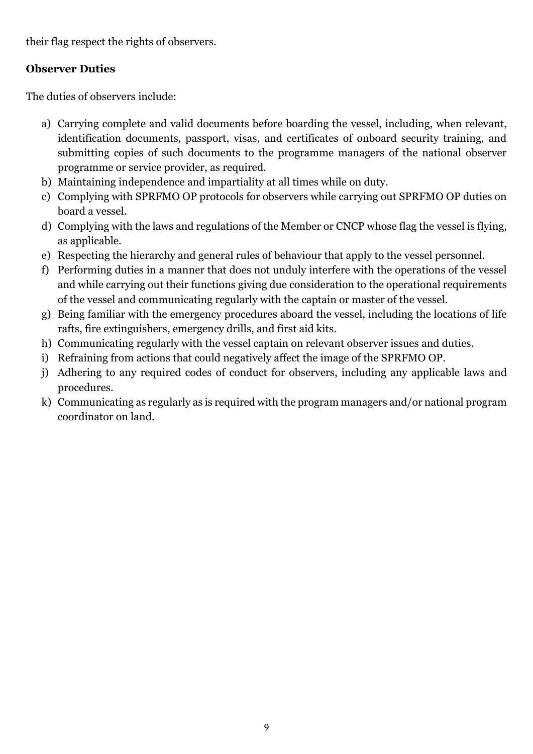their flag respect the rights of observers.

**Observer Duties**

The duties of observers include:

a) Carrying complete and valid documents before boarding the vessel, including, when relevant, identification documents, passport, visas, and certificates of onboard security training, and submitting copies of such documents to the programme managers of the national observer programme or service provider, as required.
b) Maintaining independence and impartiality at all times while on duty.
c) Complying with SPRFMO OP protocols for observers while carrying out SPRFMO OP duties on board a vessel.
d) Complying with the laws and regulations of the Member or CNCP whose flag the vessel is flying, as applicable.
e) Respecting the hierarchy and general rules of behaviour that apply to the vessel personnel.
f) Performing duties in a manner that does not unduly interfere with the operations of the vessel and while carrying out their functions giving due consideration to the operational requirements of the vessel and communicating regularly with the captain or master of the vessel.
g) Being familiar with the emergency procedures aboard the vessel, including the locations of life rafts, fire extinguishers, emergency drills, and first aid kits.
h) Communicating regularly with the vessel captain on relevant observer issues and duties.
i) Refraining from actions that could negatively affect the image of the SPRFMO OP.
j) Adhering to any required codes of conduct for observers, including any applicable laws and procedures.
k) Communicating as regularly as is required with the program managers and/or national program coordinator on land.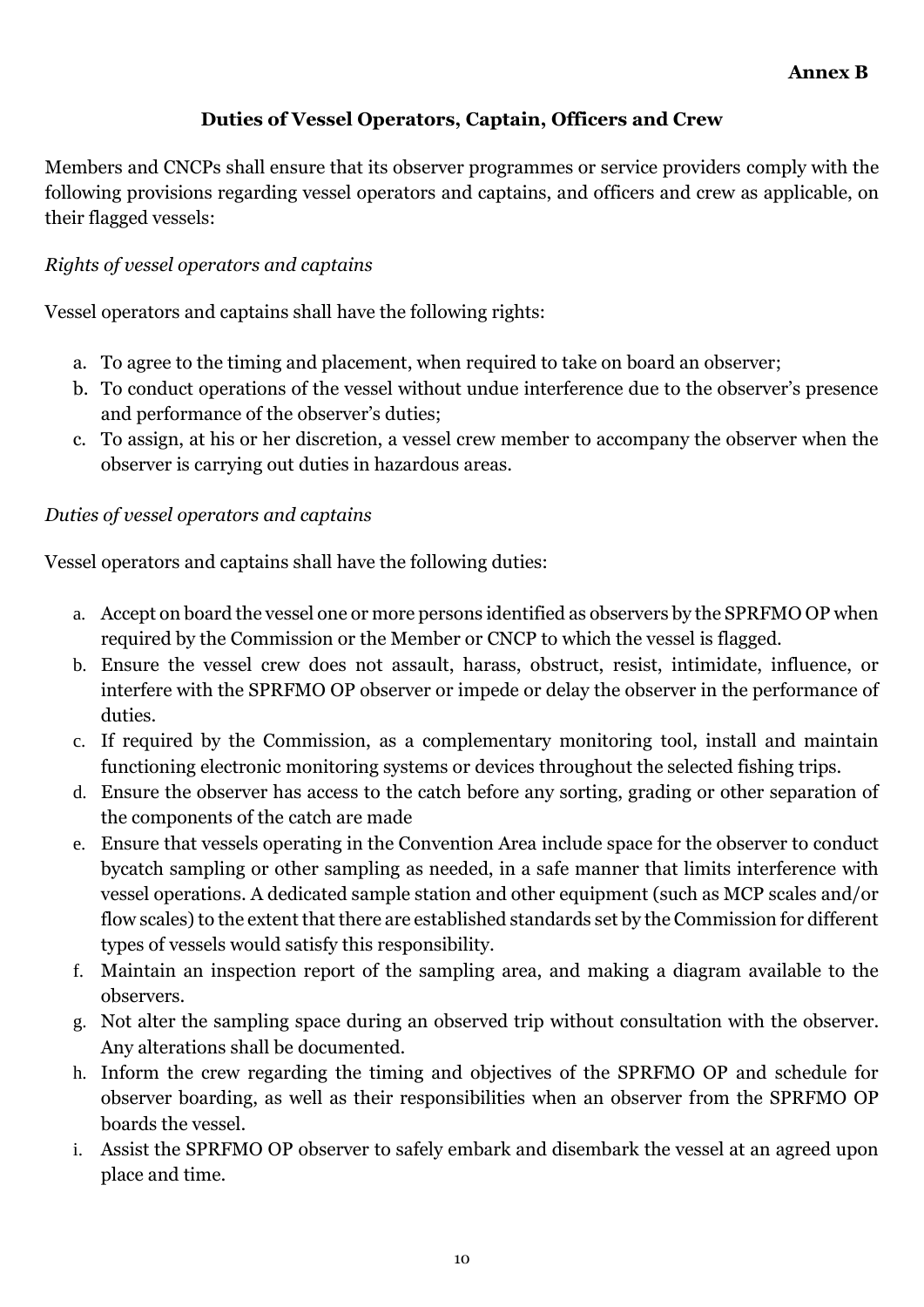**Annex B**

## Duties of Vessel Operators, Captain, Officers and Crew

Members and CNCPs shall ensure that its observer programmes or service providers comply with the following provisions regarding vessel operators and captains, and officers and crew as applicable, on their flagged vessels:

*Rights of vessel operators and captains*

Vessel operators and captains shall have the following rights:

a. To agree to the timing and placement, when required to take on board an observer;
b. To conduct operations of the vessel without undue interference due to the observer's presence and performance of the observer's duties;
c. To assign, at his or her discretion, a vessel crew member to accompany the observer when the observer is carrying out duties in hazardous areas.

*Duties of vessel operators and captains*

Vessel operators and captains shall have the following duties:

a. Accept on board the vessel one or more persons identified as observers by the SPRFMO OP when required by the Commission or the Member or CNCP to which the vessel is flagged.
b. Ensure the vessel crew does not assault, harass, obstruct, resist, intimidate, influence, or interfere with the SPRFMO OP observer or impede or delay the observer in the performance of duties.
c. If required by the Commission, as a complementary monitoring tool, install and maintain functioning electronic monitoring systems or devices throughout the selected fishing trips.
d. Ensure the observer has access to the catch before any sorting, grading or other separation of the components of the catch are made
e. Ensure that vessels operating in the Convention Area include space for the observer to conduct bycatch sampling or other sampling as needed, in a safe manner that limits interference with vessel operations. A dedicated sample station and other equipment (such as MCP scales and/or flow scales) to the extent that there are established standards set by the Commission for different types of vessels would satisfy this responsibility.
f. Maintain an inspection report of the sampling area, and making a diagram available to the observers.
g. Not alter the sampling space during an observed trip without consultation with the observer. Any alterations shall be documented.
h. Inform the crew regarding the timing and objectives of the SPRFMO OP and schedule for observer boarding, as well as their responsibilities when an observer from the SPRFMO OP boards the vessel.
i. Assist the SPRFMO OP observer to safely embark and disembark the vessel at an agreed upon place and time.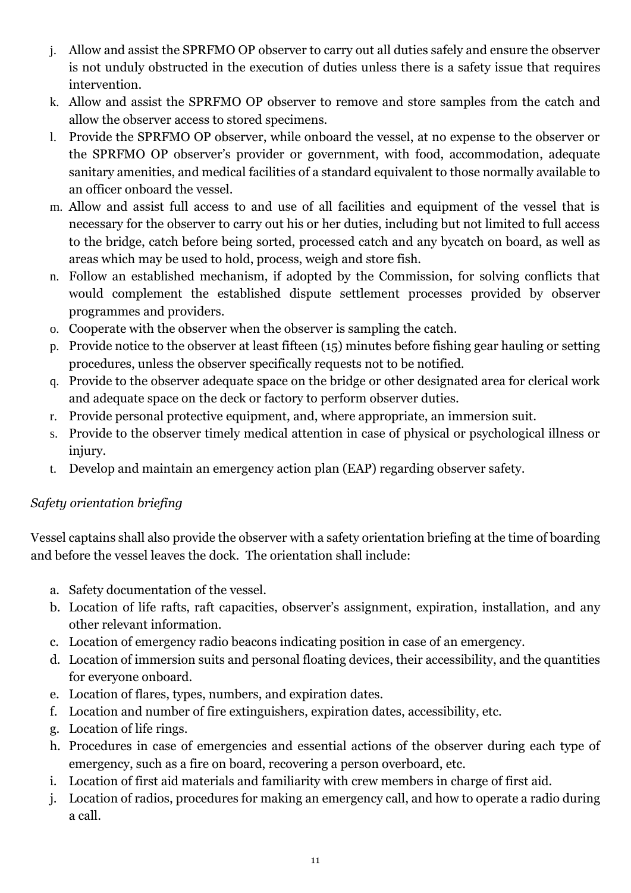j. Allow and assist the SPRFMO OP observer to carry out all duties safely and ensure the observer is not unduly obstructed in the execution of duties unless there is a safety issue that requires intervention.
k. Allow and assist the SPRFMO OP observer to remove and store samples from the catch and allow the observer access to stored specimens.
l. Provide the SPRFMO OP observer, while onboard the vessel, at no expense to the observer or the SPRFMO OP observer's provider or government, with food, accommodation, adequate sanitary amenities, and medical facilities of a standard equivalent to those normally available to an officer onboard the vessel.
m. Allow and assist full access to and use of all facilities and equipment of the vessel that is necessary for the observer to carry out his or her duties, including but not limited to full access to the bridge, catch before being sorted, processed catch and any bycatch on board, as well as areas which may be used to hold, process, weigh and store fish.
n. Follow an established mechanism, if adopted by the Commission, for solving conflicts that would complement the established dispute settlement processes provided by observer programmes and providers.
o. Cooperate with the observer when the observer is sampling the catch.
p. Provide notice to the observer at least fifteen (15) minutes before fishing gear hauling or setting procedures, unless the observer specifically requests not to be notified.
q. Provide to the observer adequate space on the bridge or other designated area for clerical work and adequate space on the deck or factory to perform observer duties.
r. Provide personal protective equipment, and, where appropriate, an immersion suit.
s. Provide to the observer timely medical attention in case of physical or psychological illness or injury.
t. Develop and maintain an emergency action plan (EAP) regarding observer safety.

*Safety orientation briefing*

Vessel captains shall also provide the observer with a safety orientation briefing at the time of boarding and before the vessel leaves the dock. The orientation shall include:

a. Safety documentation of the vessel.
b. Location of life rafts, raft capacities, observer's assignment, expiration, installation, and any other relevant information.
c. Location of emergency radio beacons indicating position in case of an emergency.
d. Location of immersion suits and personal floating devices, their accessibility, and the quantities for everyone onboard.
e. Location of flares, types, numbers, and expiration dates.
f. Location and number of fire extinguishers, expiration dates, accessibility, etc.
g. Location of life rings.
h. Procedures in case of emergencies and essential actions of the observer during each type of emergency, such as a fire on board, recovering a person overboard, etc.
i. Location of first aid materials and familiarity with crew members in charge of first aid.
j. Location of radios, procedures for making an emergency call, and how to operate a radio during a call.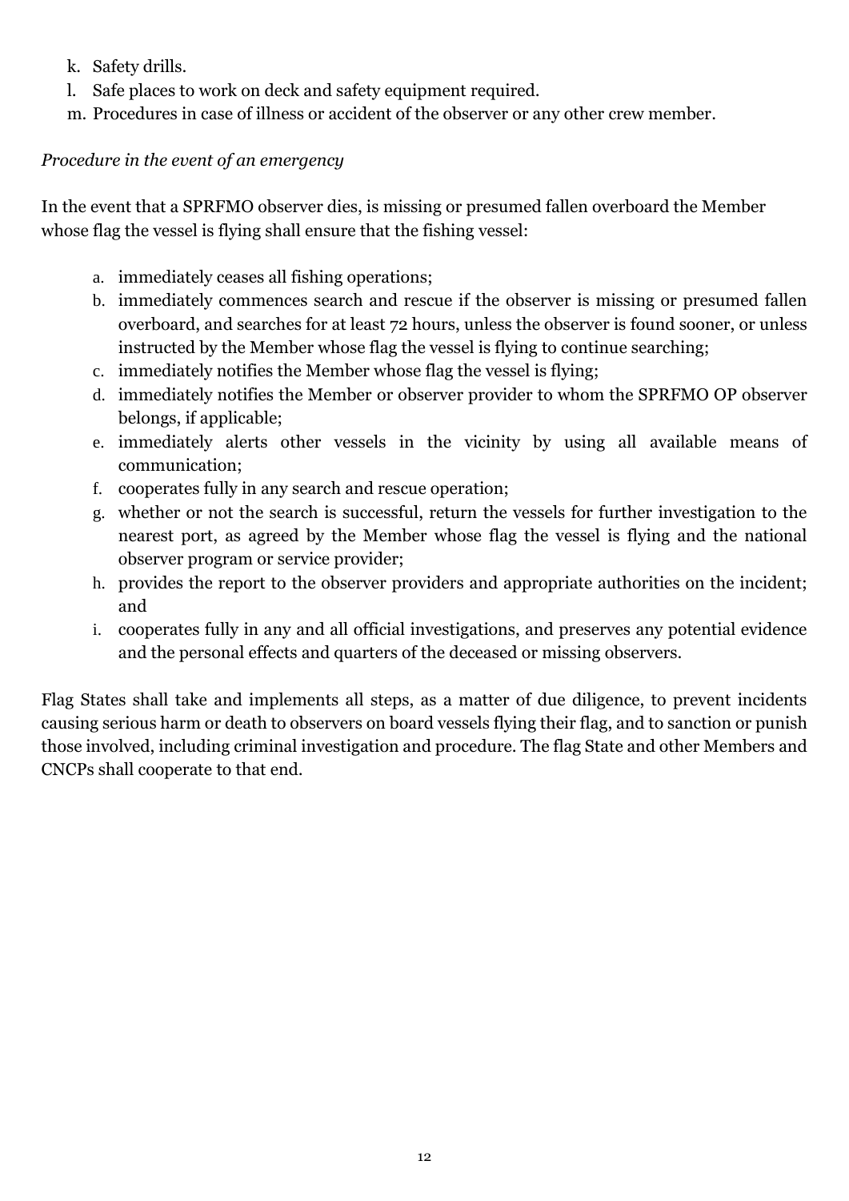k. Safety drills.
l. Safe places to work on deck and safety equipment required.
m. Procedures in case of illness or accident of the observer or any other crew member.

*Procedure in the event of an emergency*

In the event that a SPRFMO observer dies, is missing or presumed fallen overboard the Member whose flag the vessel is flying shall ensure that the fishing vessel:

a. immediately ceases all fishing operations;
b. immediately commences search and rescue if the observer is missing or presumed fallen overboard, and searches for at least 72 hours, unless the observer is found sooner, or unless instructed by the Member whose flag the vessel is flying to continue searching;
c. immediately notifies the Member whose flag the vessel is flying;
d. immediately notifies the Member or observer provider to whom the SPRFMO OP observer belongs, if applicable;
e. immediately alerts other vessels in the vicinity by using all available means of communication;
f. cooperates fully in any search and rescue operation;
g. whether or not the search is successful, return the vessels for further investigation to the nearest port, as agreed by the Member whose flag the vessel is flying and the national observer program or service provider;
h. provides the report to the observer providers and appropriate authorities on the incident; and
i. cooperates fully in any and all official investigations, and preserves any potential evidence and the personal effects and quarters of the deceased or missing observers.

Flag States shall take and implements all steps, as a matter of due diligence, to prevent incidents causing serious harm or death to observers on board vessels flying their flag, and to sanction or punish those involved, including criminal investigation and procedure. The flag State and other Members and CNCPs shall cooperate to that end.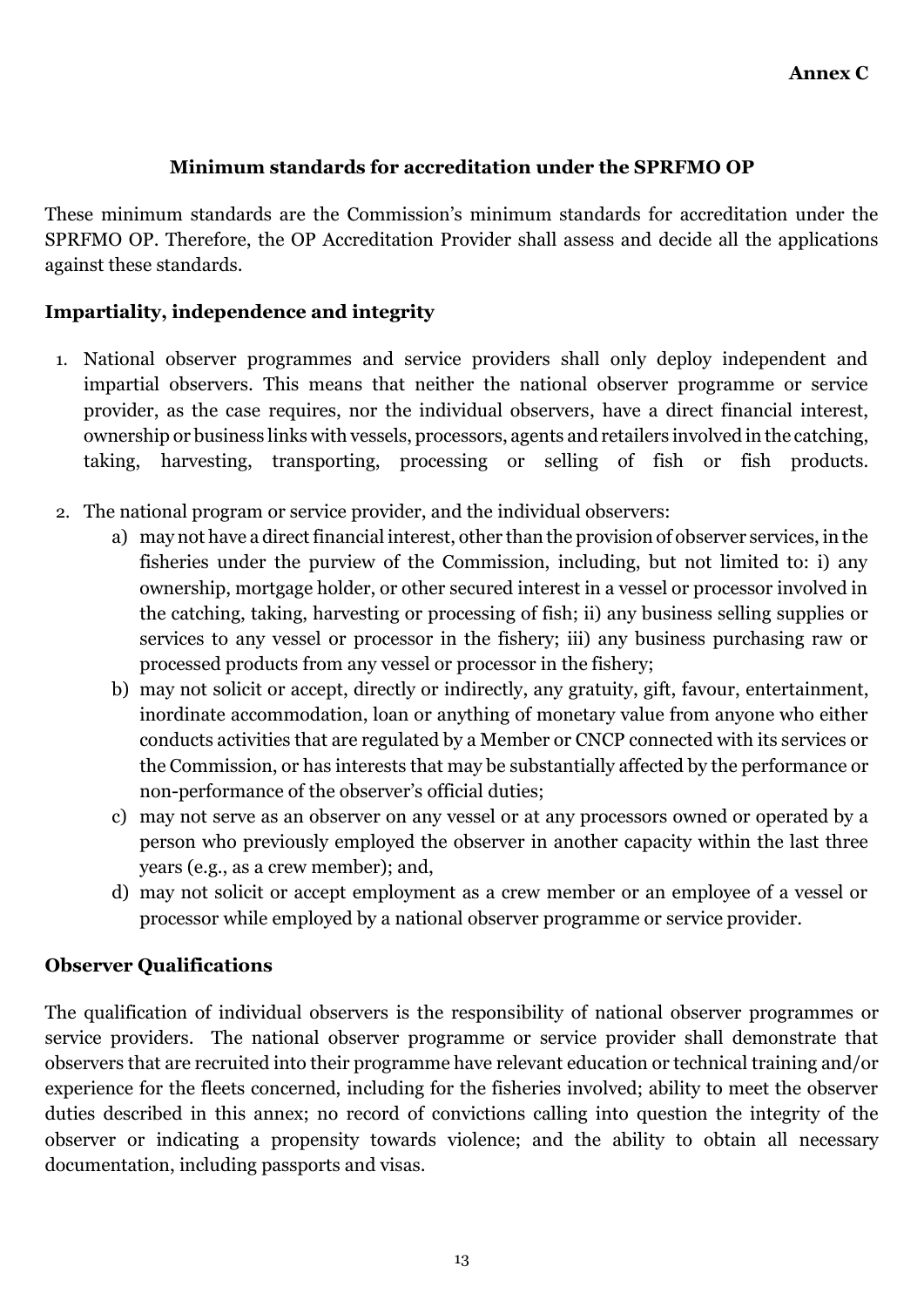**Annex C**

## Minimum standards for accreditation under the SPRFMO OP

These minimum standards are the Commission's minimum standards for accreditation under the SPRFMO OP. Therefore, the OP Accreditation Provider shall assess and decide all the applications against these standards.

### Impartiality, independence and integrity

1. National observer programmes and service providers shall only deploy independent and impartial observers. This means that neither the national observer programme or service provider, as the case requires, nor the individual observers, have a direct financial interest, ownership or business links with vessels, processors, agents and retailers involved in the catching, taking, harvesting, transporting, processing or selling of fish or fish products.

2. The national program or service provider, and the individual observers:
   a) may not have a direct financial interest, other than the provision of observer services, in the fisheries under the purview of the Commission, including, but not limited to: i) any ownership, mortgage holder, or other secured interest in a vessel or processor involved in the catching, taking, harvesting or processing of fish; ii) any business selling supplies or services to any vessel or processor in the fishery; iii) any business purchasing raw or processed products from any vessel or processor in the fishery;
   b) may not solicit or accept, directly or indirectly, any gratuity, gift, favour, entertainment, inordinate accommodation, loan or anything of monetary value from anyone who either conducts activities that are regulated by a Member or CNCP connected with its services or the Commission, or has interests that may be substantially affected by the performance or non-performance of the observer's official duties;
   c) may not serve as an observer on any vessel or at any processors owned or operated by a person who previously employed the observer in another capacity within the last three years (e.g., as a crew member); and,
   d) may not solicit or accept employment as a crew member or an employee of a vessel or processor while employed by a national observer programme or service provider.

### Observer Qualifications

The qualification of individual observers is the responsibility of national observer programmes or service providers. The national observer programme or service provider shall demonstrate that observers that are recruited into their programme have relevant education or technical training and/or experience for the fleets concerned, including for the fisheries involved; ability to meet the observer duties described in this annex; no record of convictions calling into question the integrity of the observer or indicating a propensity towards violence; and the ability to obtain all necessary documentation, including passports and visas.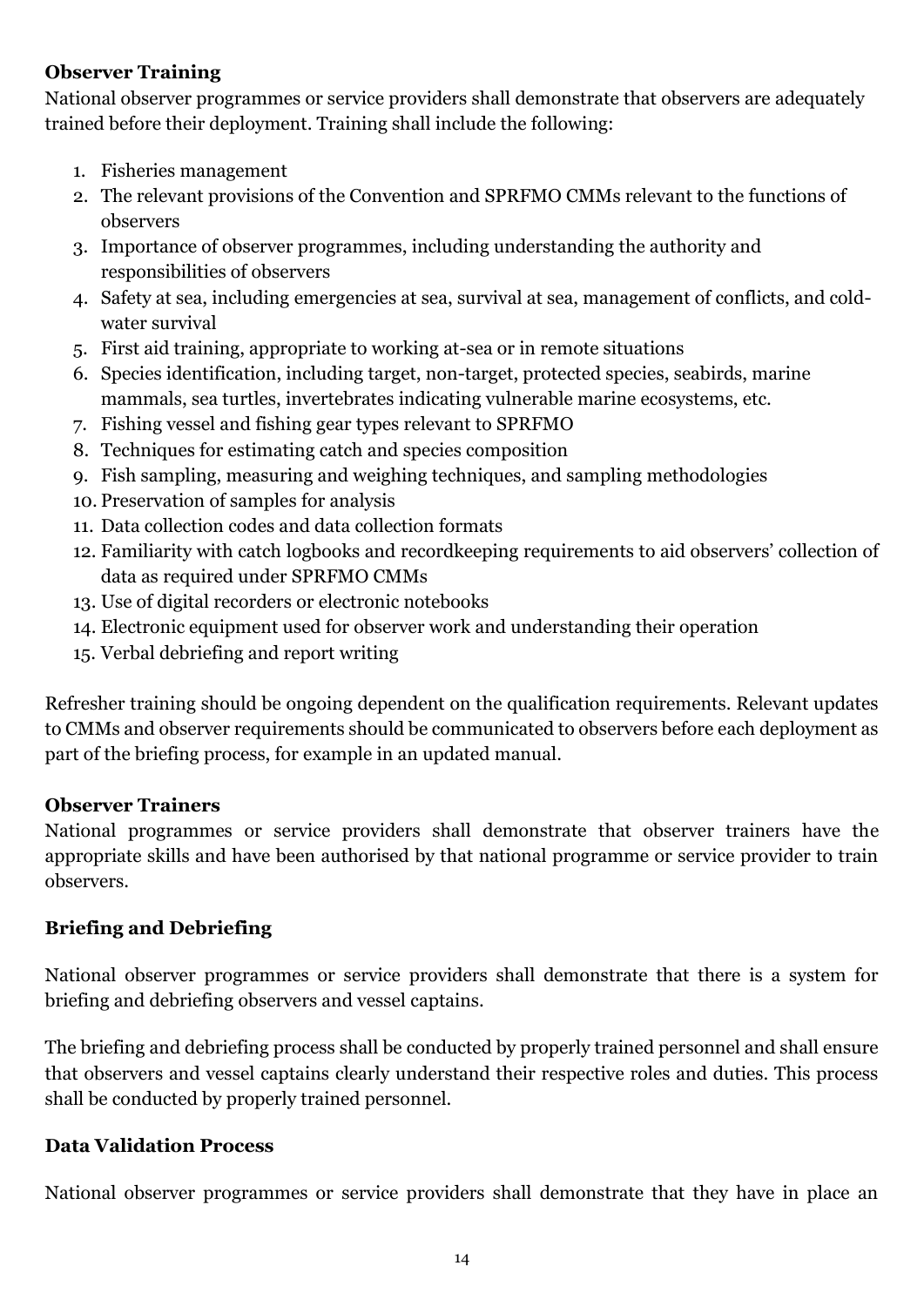**Observer Training**

National observer programmes or service providers shall demonstrate that observers are adequately trained before their deployment. Training shall include the following:

1. Fisheries management
2. The relevant provisions of the Convention and SPRFMO CMMs relevant to the functions of observers
3. Importance of observer programmes, including understanding the authority and responsibilities of observers
4. Safety at sea, including emergencies at sea, survival at sea, management of conflicts, and cold-water survival
5. First aid training, appropriate to working at-sea or in remote situations
6. Species identification, including target, non-target, protected species, seabirds, marine mammals, sea turtles, invertebrates indicating vulnerable marine ecosystems, etc.
7. Fishing vessel and fishing gear types relevant to SPRFMO
8. Techniques for estimating catch and species composition
9. Fish sampling, measuring and weighing techniques, and sampling methodologies
10. Preservation of samples for analysis
11. Data collection codes and data collection formats
12. Familiarity with catch logbooks and recordkeeping requirements to aid observers' collection of data as required under SPRFMO CMMs
13. Use of digital recorders or electronic notebooks
14. Electronic equipment used for observer work and understanding their operation
15. Verbal debriefing and report writing

Refresher training should be ongoing dependent on the qualification requirements. Relevant updates to CMMs and observer requirements should be communicated to observers before each deployment as part of the briefing process, for example in an updated manual.

**Observer Trainers**

National programmes or service providers shall demonstrate that observer trainers have the appropriate skills and have been authorised by that national programme or service provider to train observers.

**Briefing and Debriefing**

National observer programmes or service providers shall demonstrate that there is a system for briefing and debriefing observers and vessel captains.

The briefing and debriefing process shall be conducted by properly trained personnel and shall ensure that observers and vessel captains clearly understand their respective roles and duties. This process shall be conducted by properly trained personnel.

**Data Validation Process**

National observer programmes or service providers shall demonstrate that they have in place an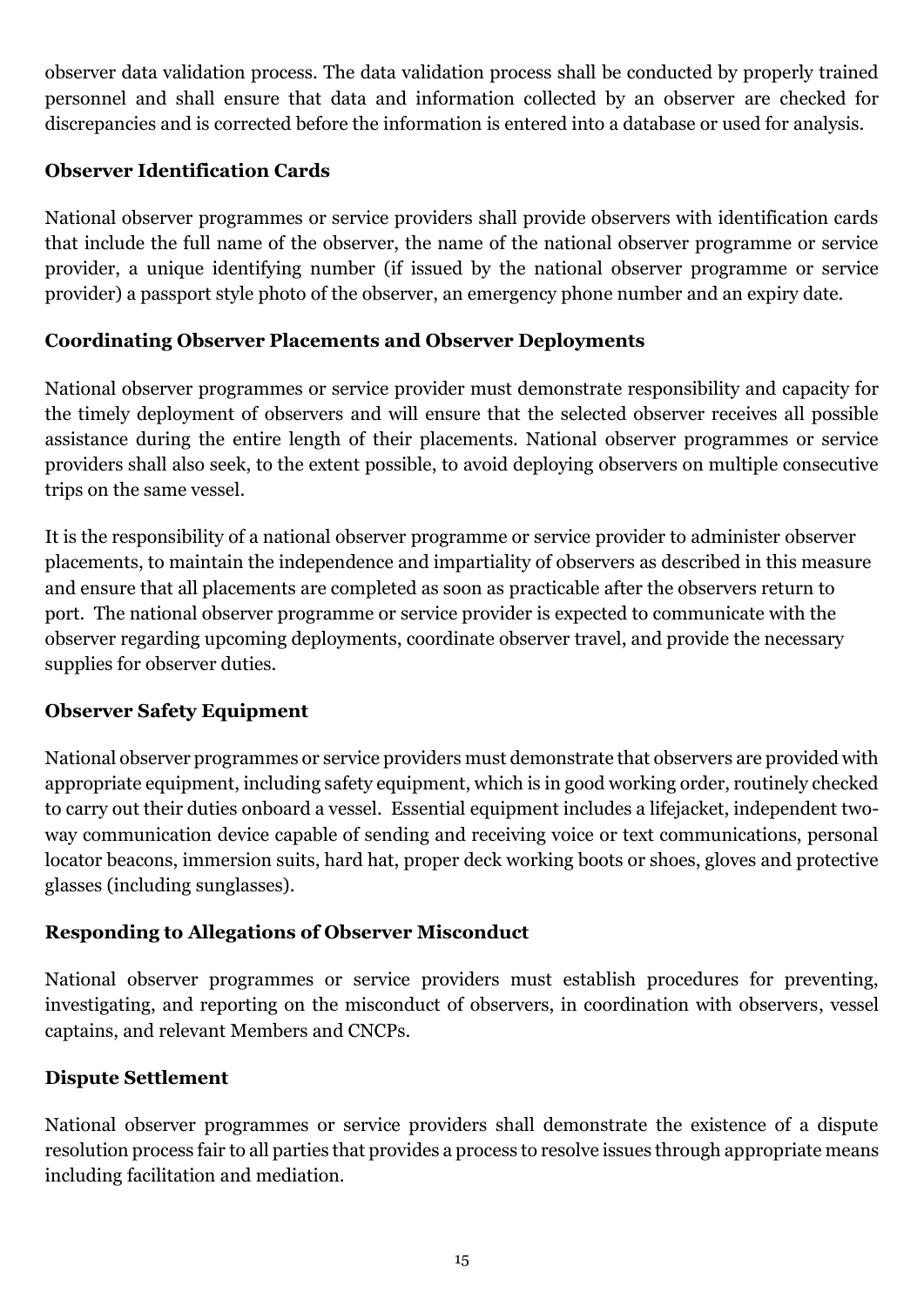observer data validation process. The data validation process shall be conducted by properly trained personnel and shall ensure that data and information collected by an observer are checked for discrepancies and is corrected before the information is entered into a database or used for analysis.

**Observer Identification Cards**

National observer programmes or service providers shall provide observers with identification cards that include the full name of the observer, the name of the national observer programme or service provider, a unique identifying number (if issued by the national observer programme or service provider) a passport style photo of the observer, an emergency phone number and an expiry date.

**Coordinating Observer Placements and Observer Deployments**

National observer programmes or service provider must demonstrate responsibility and capacity for the timely deployment of observers and will ensure that the selected observer receives all possible assistance during the entire length of their placements. National observer programmes or service providers shall also seek, to the extent possible, to avoid deploying observers on multiple consecutive trips on the same vessel.

It is the responsibility of a national observer programme or service provider to administer observer placements, to maintain the independence and impartiality of observers as described in this measure and ensure that all placements are completed as soon as practicable after the observers return to port. The national observer programme or service provider is expected to communicate with the observer regarding upcoming deployments, coordinate observer travel, and provide the necessary supplies for observer duties.

**Observer Safety Equipment**

National observer programmes or service providers must demonstrate that observers are provided with appropriate equipment, including safety equipment, which is in good working order, routinely checked to carry out their duties onboard a vessel. Essential equipment includes a lifejacket, independent two-way communication device capable of sending and receiving voice or text communications, personal locator beacons, immersion suits, hard hat, proper deck working boots or shoes, gloves and protective glasses (including sunglasses).

**Responding to Allegations of Observer Misconduct**

National observer programmes or service providers must establish procedures for preventing, investigating, and reporting on the misconduct of observers, in coordination with observers, vessel captains, and relevant Members and CNCPs.

**Dispute Settlement**

National observer programmes or service providers shall demonstrate the existence of a dispute resolution process fair to all parties that provides a process to resolve issues through appropriate means including facilitation and mediation.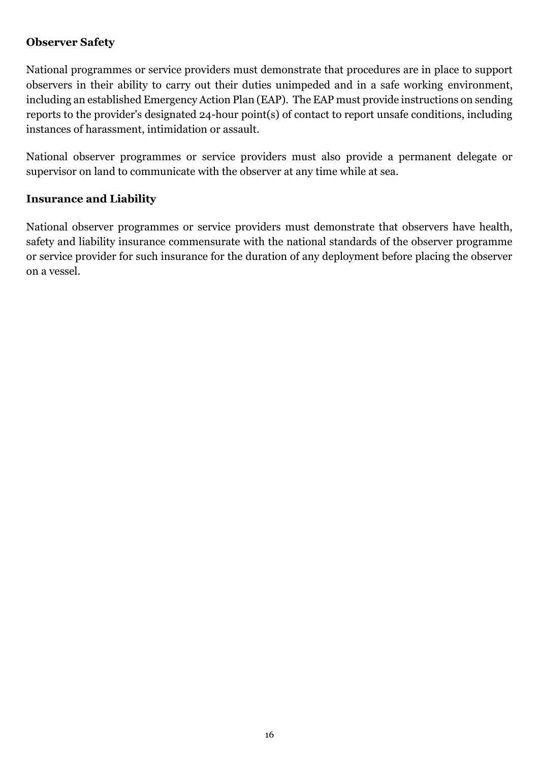**Observer Safety**

National programmes or service providers must demonstrate that procedures are in place to support observers in their ability to carry out their duties unimpeded and in a safe working environment, including an established Emergency Action Plan (EAP). The EAP must provide instructions on sending reports to the provider's designated 24-hour point(s) of contact to report unsafe conditions, including instances of harassment, intimidation or assault.

National observer programmes or service providers must also provide a permanent delegate or supervisor on land to communicate with the observer at any time while at sea.

**Insurance and Liability**

National observer programmes or service providers must demonstrate that observers have health, safety and liability insurance commensurate with the national standards of the observer programme or service provider for such insurance for the duration of any deployment before placing the observer on a vessel.